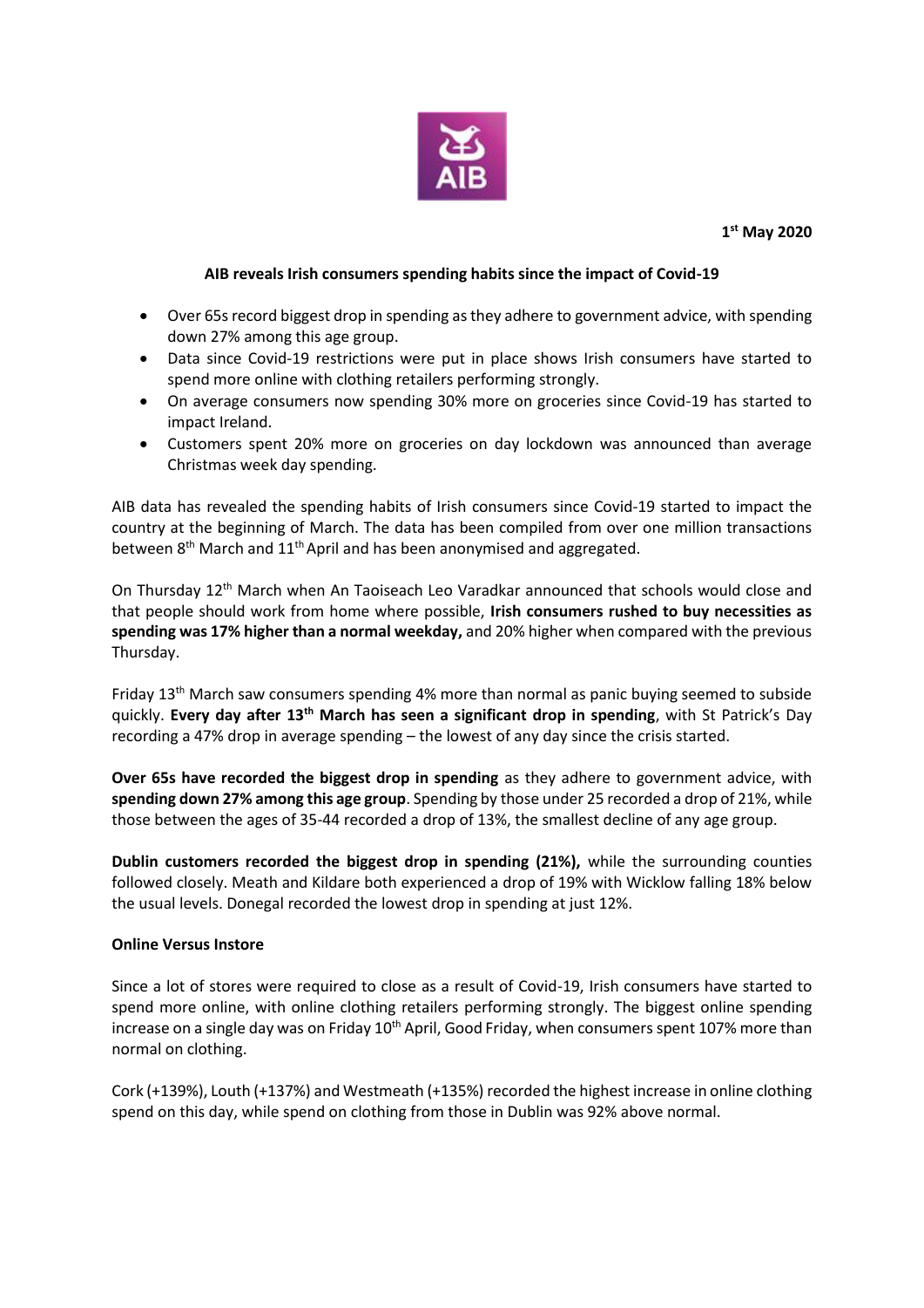**1st May 2020**

**AIB reveals Irish consumers spending habits since the impact of Covid-19**

- Over 65s record biggest drop in spending as they adhere to government advice, with spending down 27% among this age group.
- Data since Covid-19 restrictions were put in place shows Irish consumers have started to spend more online with clothing retailers performing strongly.
- On average consumers now spending 30% more on groceries since Covid-19 has started to impact Ireland.
- Customers spent 20% more on groceries on day lockdown was announced than average Christmas week day spending.

AIB data has revealed the spending habits of Irish consumers since Covid-19 started to impact the country at the beginning of March. The data has been compiled from over one million transactions between 8th March and 11th April and has been anonymised and aggregated.

On Thursday 12th March when An Taoiseach Leo Varadkar announced that schools would close and that people should work from home where possible, **Irish consumers rushed to buy necessities as spending was 17% higher than a normal weekday,** and 20% higher when compared with the previous Thursday.

Friday 13th March saw consumers spending 4% more than normal as panic buying seemed to subside quickly. **Every day after 13th March has seen a significant drop in spending**, with St Patrick's Day recording a 47% drop in average spending – the lowest of any day since the crisis started.

**Over 65s have recorded the biggest drop in spending** as they adhere to government advice, with **spending down 27% among this age group**. Spending by those under 25 recorded a drop of 21%, while those between the ages of 35-44 recorded a drop of 13%, the smallest decline of any age group.

**Dublin customers recorded the biggest drop in spending (21%),** while the surrounding counties followed closely. Meath and Kildare both experienced a drop of 19% with Wicklow falling 18% below the usual levels. Donegal recorded the lowest drop in spending at just 12%.

**Online Versus Instore**

Since a lot of stores were required to close as a result of Covid-19, Irish consumers have started to spend more online, with online clothing retailers performing strongly. The biggest online spending increase on a single day was on Friday 10th April, Good Friday, when consumers spent 107% more than normal on clothing.

Cork (+139%), Louth (+137%) and Westmeath (+135%) recorded the highest increase in online clothing spend on this day, while spend on clothing from those in Dublin was 92% above normal.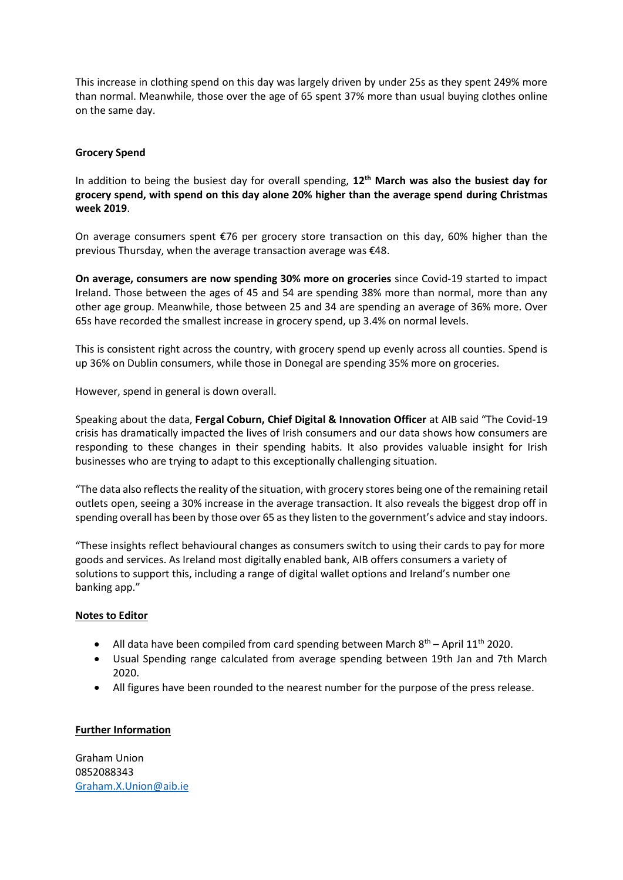This increase in clothing spend on this day was largely driven by under 25s as they spent 249% more than normal. Meanwhile, those over the age of 65 spent 37% more than usual buying clothes online on the same day.

**Grocery Spend**

In addition to being the busiest day for overall spending, **12th March was also the busiest day for grocery spend, with spend on this day alone 20% higher than the average spend during Christmas week 2019**.

On average consumers spent €76 per grocery store transaction on this day, 60% higher than the previous Thursday, when the average transaction average was €48.

**On average, consumers are now spending 30% more on groceries** since Covid-19 started to impact Ireland. Those between the ages of 45 and 54 are spending 38% more than normal, more than any other age group. Meanwhile, those between 25 and 34 are spending an average of 36% more. Over 65s have recorded the smallest increase in grocery spend, up 3.4% on normal levels.

This is consistent right across the country, with grocery spend up evenly across all counties. Spend is up 36% on Dublin consumers, while those in Donegal are spending 35% more on groceries.

However, spend in general is down overall.

Speaking about the data, **Fergal Coburn, Chief Digital & Innovation Officer** at AIB said "The Covid-19 crisis has dramatically impacted the lives of Irish consumers and our data shows how consumers are responding to these changes in their spending habits. It also provides valuable insight for Irish businesses who are trying to adapt to this exceptionally challenging situation.

"The data also reflects the reality of the situation, with grocery stores being one of the remaining retail outlets open, seeing a 30% increase in the average transaction. It also reveals the biggest drop off in spending overall has been by those over 65 as they listen to the government's advice and stay indoors.

"These insights reflect behavioural changes as consumers switch to using their cards to pay for more goods and services. As Ireland most digitally enabled bank, AIB offers consumers a variety of solutions to support this, including a range of digital wallet options and Ireland's number one banking app."

**Notes to Editor**

- All data have been compiled from card spending between March 8th – April 11th 2020.
- Usual Spending range calculated from average spending between 19th Jan and 7th March 2020.
- All figures have been rounded to the nearest number for the purpose of the press release.

**Further Information**

Graham Union
0852088343
Graham.X.Union@aib.ie